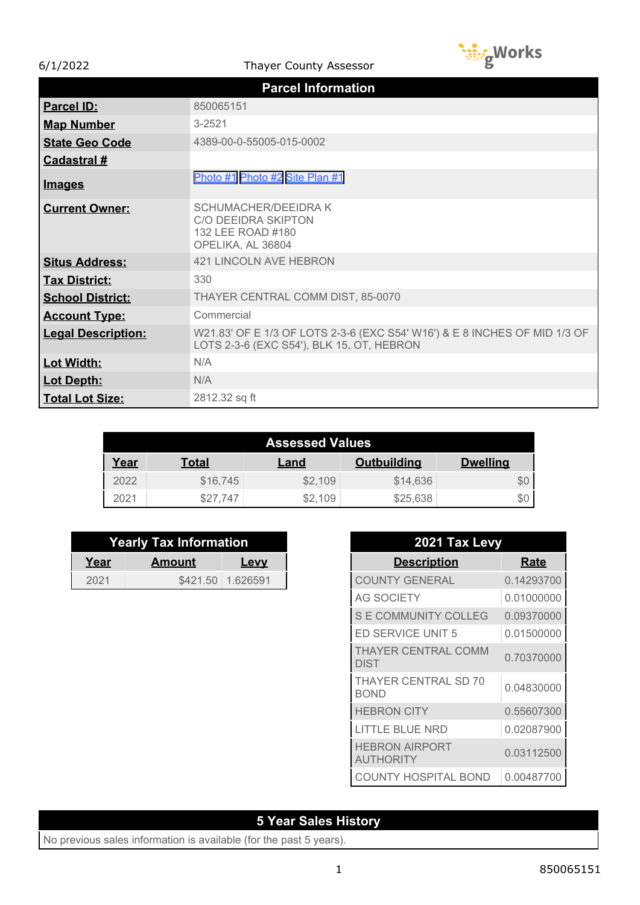6/1/2022 Thayer County Assessor

## Parcel Information

| Field | Value |
|---|---|
| **Parcel ID:** | 850065151 |
| **Map Number** | 3-2521 |
| **State Geo Code** | 4389-00-0-55005-015-0002 |
| **Cadastral #** | |
| **Images** | Photo #1 Photo #2 Site Plan #1 |
| **Current Owner:** | SCHUMACHER/DEEIDRA K<br>C/O DEEIDRA SKIPTON<br>132 LEE ROAD #180<br>OPELIKA, AL 36804 |
| **Situs Address:** | 421 LINCOLN AVE HEBRON |
| **Tax District:** | 330 |
| **School District:** | THAYER CENTRAL COMM DIST, 85-0070 |
| **Account Type:** | Commercial |
| **Legal Description:** | W21.83' OF E 1/3 OF LOTS 2-3-6 (EXC S54' W16') & E 8 INCHES OF MID 1/3 OF LOTS 2-3-6 (EXC S54'), BLK 15, OT, HEBRON |
| **Lot Width:** | N/A |
| **Lot Depth:** | N/A |
| **Total Lot Size:** | 2812.32 sq ft |

## Assessed Values

| Year | Total | Land | Outbuilding | Dwelling |
|---|---|---|---|---|
| 2022 | $16,745 | $2,109 | $14,636 | $0 |
| 2021 | $27,747 | $2,109 | $25,638 | $0 |

## Yearly Tax Information

| Year | Amount | Levy |
|---|---|---|
| 2021 | $421.50 | 1.626591 |

## 2021 Tax Levy

| Description | Rate |
|---|---|
| COUNTY GENERAL | 0.14293700 |
| AG SOCIETY | 0.01000000 |
| S E COMMUNITY COLLEG | 0.09370000 |
| ED SERVICE UNIT 5 | 0.01500000 |
| THAYER CENTRAL COMM DIST | 0.70370000 |
| THAYER CENTRAL SD 70 BOND | 0.04830000 |
| HEBRON CITY | 0.55607300 |
| LITTLE BLUE NRD | 0.02087900 |
| HEBRON AIRPORT AUTHORITY | 0.03112500 |
| COUNTY HOSPITAL BOND | 0.00487700 |

## 5 Year Sales History

No previous sales information is available (for the past 5 years).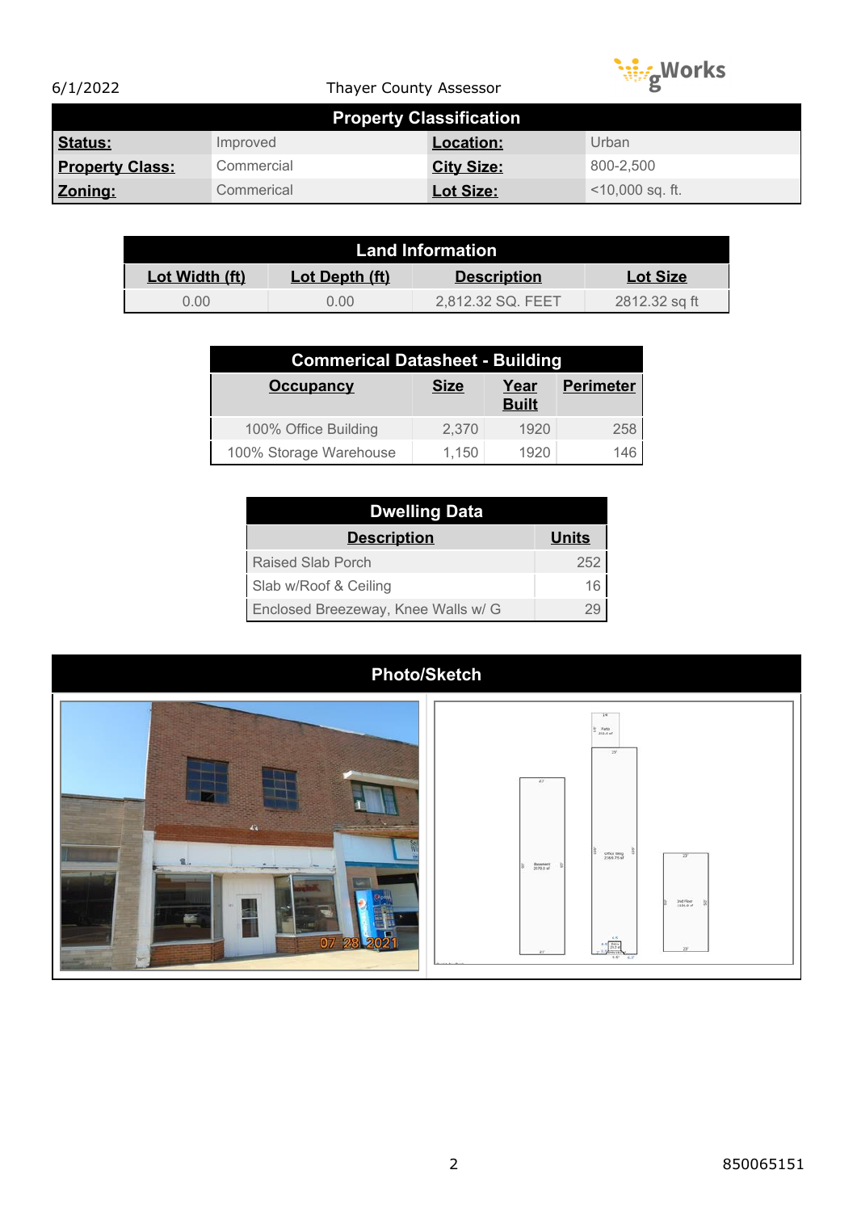## Property Classification

| | | | |
|---|---|---|---|
| **Status:** | Improved | **Location:** | Urban |
| **Property Class:** | Commercial | **City Size:** | 800-2,500 |
| **Zoning:** | Commerical | **Lot Size:** | <10,000 sq. ft. |

## Land Information

| Lot Width (ft) | Lot Depth (ft) | Description | Lot Size |
|---|---|---|---|
| 0.00 | 0.00 | 2,812.32 SQ. FEET | 2812.32 sq ft |

## Commerical Datasheet - Building

| Occupancy | Size | Year Built | Perimeter |
|---|---|---|---|
| 100% Office Building | 2,370 | 1920 | 258 |
| 100% Storage Warehouse | 1,150 | 1920 | 146 |

## Dwelling Data

| Description | Units |
|---|---|
| Raised Slab Porch | 252 |
| Slab w/Roof & Ceiling | 16 |
| Enclosed Breezeway, Knee Walls w/ G | 29 |

## Photo/Sketch

07 28 2021